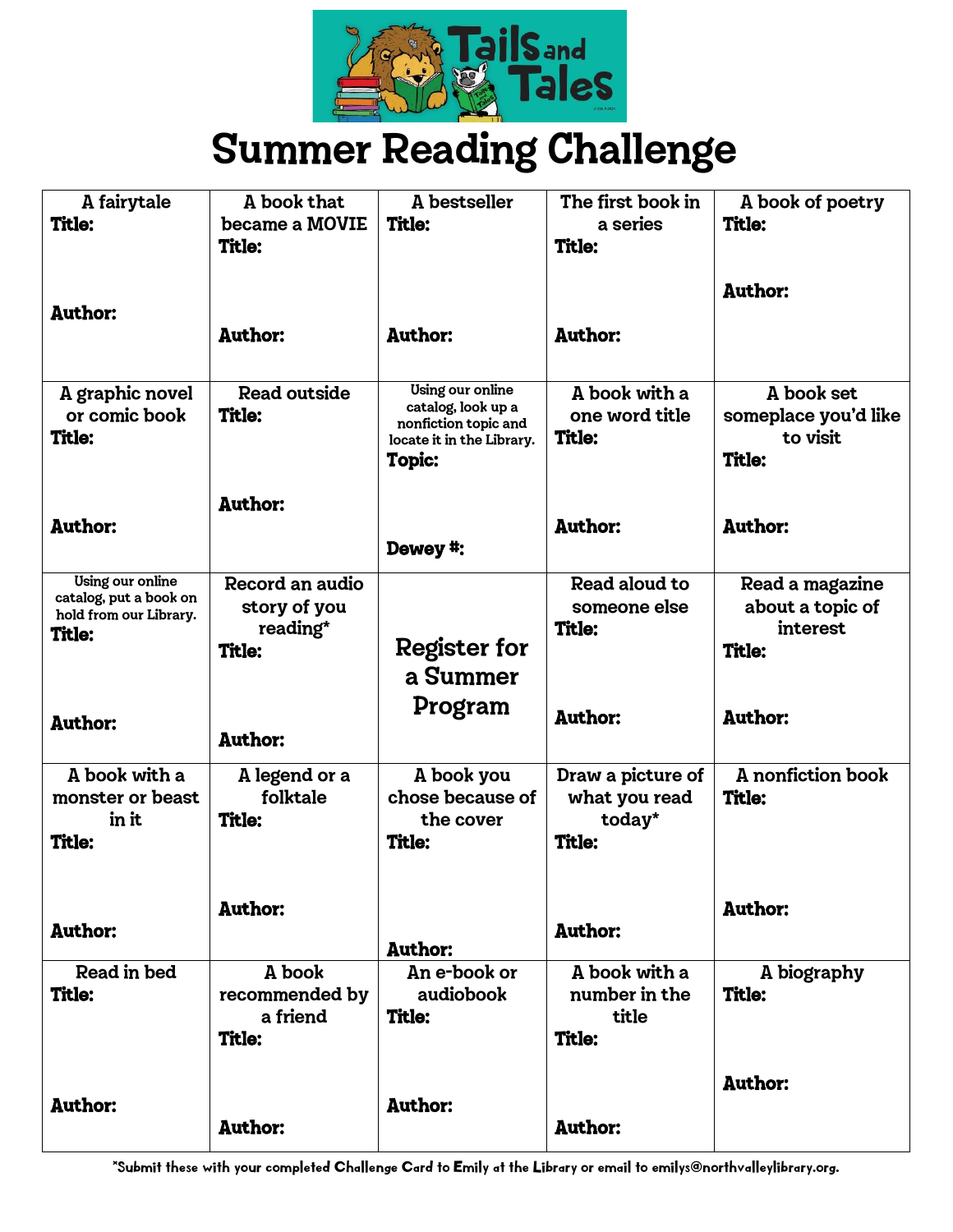Tails and Tales

# Summer Reading Challenge

| | | | | |
|---|---|---|---|---|
| A fairytale<br>**Title:**<br><br>**Author:** | A book that became a MOVIE<br>**Title:**<br><br>**Author:** | A bestseller<br>**Title:**<br><br>**Author:** | The first book in a series<br>**Title:**<br><br>**Author:** | A book of poetry<br>**Title:**<br><br>**Author:** |
| A graphic novel or comic book<br>**Title:**<br><br>**Author:** | Read outside<br>**Title:**<br><br>**Author:** | Using our online catalog, look up a nonfiction topic and locate it in the Library.<br>**Topic:**<br><br>**Dewey #:** | A book with a one word title<br>**Title:**<br><br>**Author:** | A book set someplace you'd like to visit<br>**Title:**<br><br>**Author:** |
| Using our online catalog, put a book on hold from our Library.<br>**Title:**<br><br>**Author:** | Record an audio story of you reading*<br>**Title:**<br><br>**Author:** | Register for a Summer Program | Read aloud to someone else<br>**Title:**<br><br>**Author:** | Read a magazine about a topic of interest<br>**Title:**<br><br>**Author:** |
| A book with a monster or beast in it<br>**Title:**<br><br>**Author:** | A legend or a folktale<br>**Title:**<br><br>**Author:** | A book you chose because of the cover<br>**Title:**<br><br>**Author:** | Draw a picture of what you read today*<br>**Title:**<br><br>**Author:** | A nonfiction book<br>**Title:**<br><br>**Author:** |
| Read in bed<br>**Title:**<br><br>**Author:** | A book recommended by a friend<br>**Title:**<br><br>**Author:** | An e-book or audiobook<br>**Title:**<br><br>**Author:** | A book with a number in the title<br>**Title:**<br><br>**Author:** | A biography<br>**Title:**<br><br>**Author:** |

*Submit these with your completed Challenge Card to Emily at the Library or email to emilys@northvalleylibrary.org.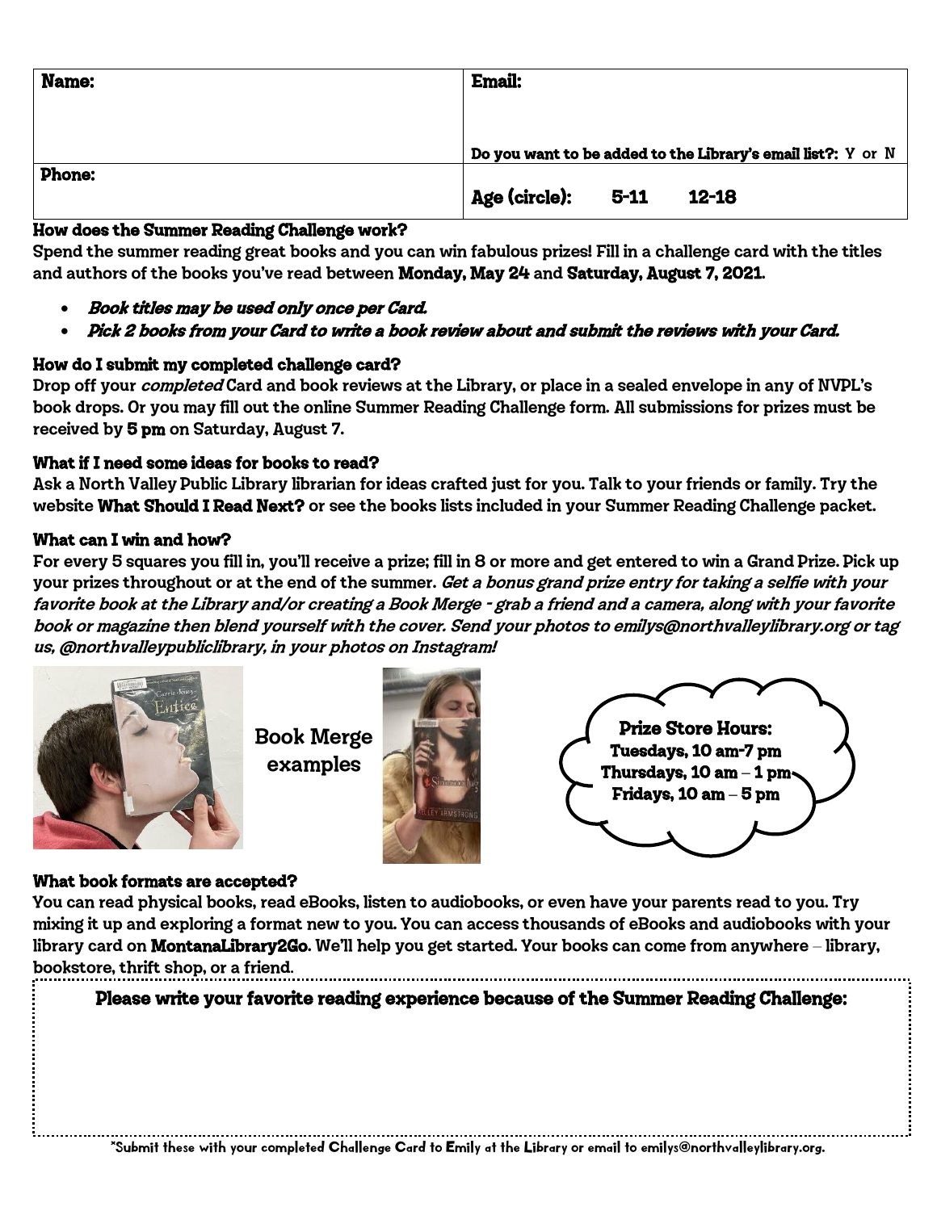| | |
|---|---|
| **Name:** | **Email:**<br><br>**Do you want to be added to the Library's email list?: Y or N** |
| **Phone:** | **Age (circle): 5-11 12-18** |

### How does the Summer Reading Challenge work?

Spend the summer reading great books and you can win fabulous prizes! Fill in a challenge card with the titles and authors of the books you've read between **Monday, May 24** and **Saturday, August 7, 2021**.

- ***Book titles may be used only once per Card.***
- ***Pick 2 books from your Card to write a book review about and submit the reviews with your Card.***

### How do I submit my completed challenge card?

Drop off your *completed* Card and book reviews at the Library, or place in a sealed envelope in any of NVPL's book drops. Or you may fill out the online Summer Reading Challenge form. All submissions for prizes must be received by **5 pm** on Saturday, August 7.

### What if I need some ideas for books to read?

Ask a North Valley Public Library librarian for ideas crafted just for you. Talk to your friends or family. Try the website **What Should I Read Next?** or see the books lists included in your Summer Reading Challenge packet.

### What can I win and how?

For every 5 squares you fill in, you'll receive a prize; fill in 8 or more and get entered to win a Grand Prize. Pick up your prizes throughout or at the end of the summer. *Get a bonus grand prize entry for taking a selfie with your favorite book at the Library and/or creating a Book Merge - grab a friend and a camera, along with your favorite book or magazine then blend yourself with the cover. Send your photos to emilys@northvalleylibrary.org or tag us, @northvalleypubliclibrary, in your photos on Instagram!*

Book Merge examples

**Prize Store Hours:**
**Tuesdays, 10 am-7 pm**
**Thursdays, 10 am – 1 pm**
**Fridays, 10 am – 5 pm**

### What book formats are accepted?

You can read physical books, read eBooks, listen to audiobooks, or even have your parents read to you. Try mixing it up and exploring a format new to you. You can access thousands of eBooks and audiobooks with your library card on **MontanaLibrary2Go**. We'll help you get started. Your books can come from anywhere – library, bookstore, thrift shop, or a friend.

**Please write your favorite reading experience because of the Summer Reading Challenge:**

*Submit these with your completed Challenge Card to Emily at the Library or email to emilys@northvalleylibrary.org.